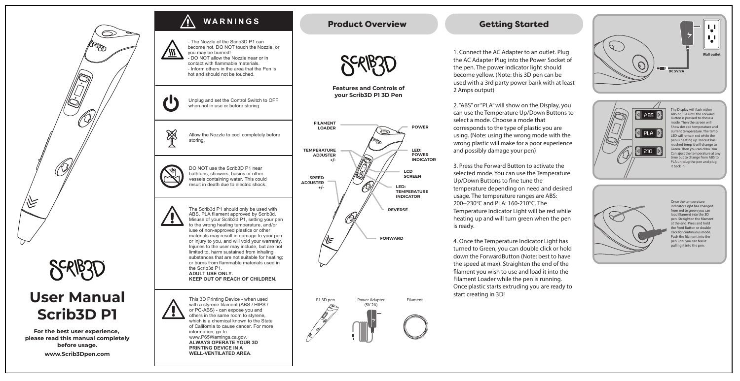SCRIB3D

# User Manual Scrib3D P1

**For the best user experience, please read this manual completely before usage.**

**www.Scrib3Dpen.com**

## WARNINGS

- The Nozzle of the Scrib3D P1 can become hot. DO NOT touch the Nozzle, or you may be burned!
- DO NOT allow the Nozzle near or in contact with flammable materials.
- Inform others in the area that the Pen is hot and should not be touched.

Unplug and set the Control Switch to OFF when not in use or before storing.

Allow the Nozzle to cool completely before storing.

DO NOT use the Scrib3D P1 near bathtubs, showers, basins or other vessels containing water. This could result in death due to electric shock.

The Scrib3d P1 should only be used with ABS, PLA filament approved by Scrib3d. Misuse of your Scrib3d P1, setting your pen to the wrong heating temperature, and/or iuse of non-approved plastics or other materials may result in damage to your pen or injury to you, and will void your warranty. Injuries to the user may include, but are not limited to, harm sustained from inhaling substances that are not suitable for heating; or burns from flammable materials used in the Scrib3d P1.
**ADULT USE ONLY.**
**KEEP OUT OF REACH OF CHILDREN.**

This 3D Printing Device - when used with a styrene filament (ABS / HIPS / or PC-ABS) - can expose you and others in the same room to styrene, which is a chemical known to the State of California to cause cancer. For more information, go to www.P65Warnings.ca.gov.
**ALWAYS OPERATE YOUR 3D PRINTING DEVICE IN A WELL-VENTILATED AREA.**

## Product Overview

SCRIB3D

**Features and Controls of your Scrib3D P1 3D Pen**

- FILAMENT LOADER
- TEMPERATURE ADJUSTER +/-
- SPEED ADJUSTER +/-
- POWER
- LED: POWER INDICATOR
- LCD SCREEN
- LED: TEMPERATURE INDICATOR
- REVERSE
- FORWARD

P1 3D pen — Power Adapter (5V 2A) — Filament

## Getting Started

1. Connect the AC Adapter to an outlet. Plug the AC Adapter Plug into the Power Socket of the pen. The power indicator light should become yellow. (Note: this 3D pen can be used with a 3rd party power bank with at least 2 Amps output)

2. "ABS" or "PLA" will show on the Display, you can use the Temperature Up/Down Buttons to select a mode. Choose a mode that corresponds to the type of plastic you are using. (Note: using the wrong mode with the wrong plastic will make for a poor experience and possibly damage your pen)

3. Press the Forward Button to activate the selected mode. You can use the Temperature Up/Down Buttons to fine tune the temperature depending on need and desired usage. The temperature ranges are ABS: 200~230°C and PLA: 160-210°C. The Temperature Indicator Light will be red while heating up and will turn green when the pen is ready.

4. Once the Temperature Indicator Light has turned to Green, you can double click or hold down the ForwardButton (Note: best to have the speed at max). Straighten the end of the filament you wish to use and load it into the Filament Loader while the pen is running. Once plastic starts extruding you are ready to start creating in 3D!

Wall outlet

DC 5V/2A

ABS — PLA — 210

The Display will flash either ABS or PLA until the Forward Button is pressed to chose a mode. Then the screen will Show desired temperature and current temperature. The temp LED will remain red while the pen is heating up. Once it has reached temp it will change to Green. Then you can draw. You Can ajust the temperature at any time but to change from ABS to PLA un-plug the pen and plug it back in.

Once the temperature indicator Light has changed from red to green you can load filament into the 3D pen. Straighten the filament at the end. Press and hold the Feed Button or double click for continuous mode. Push the filament into the pen until you can feel it pulling it into the pen.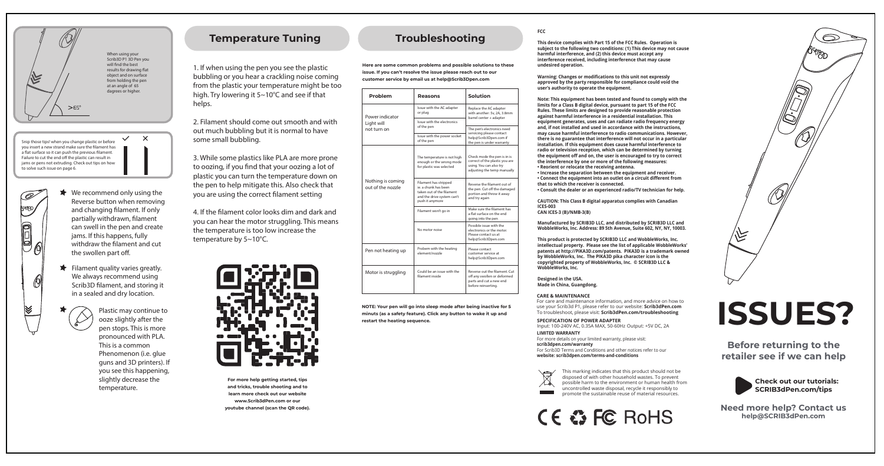When using your Scrib3D P1 3D Pen you will find the best results for drawing flat object and on surface from holding the pen at an angle of 65 dagrees or higher.

>65°

Snip those tips! when you change plastic or before you insert a new strand make sure the filament has a flat surface so it can push the previous filament. Failure to cut the end off the plastic can result in jams or pens not extruding. Check out tips on how to solve such issue on page 6.

✓ ✕

- We recommend only using the Reverse button when removing and changing filament. If only partially withdrawn, filament can swell in the pen and create jams. If this happens, fully withdraw the filament and cut the swollen part off.
- Filament quality varies greatly. We always recommend using Scrib3D filament, and storing it in a sealed and dry location.
- Plastic may continue to ooze slightly after the pen stops. This is more pronounced with PLA. This is a common Phenomenon (i.e. glue guns and 3D printers). If you see this happening, slightly decrease the temperature.

## Temperature Tuning

1. If when using the pen you see the plastic bubbling or you hear a crackling noise coming from the plastic your temperature might be too high. Try lowering it 5~10°C and see if that helps.

2. Filament should come out smooth and with out much bubbling but it is normal to have some small bubbling.

3. While some plastics like PLA are more prone to oozing, if you find that your oozing a lot of plastic you can turn the temperature down on the pen to help mitigate this. Also check that you are using the correct filament setting

4. If the filament color looks dim and dark and you can hear the motor struggling. This means the temperature is too low increase the temperature by 5~10°C.

**For more help getting started, tips and tricks, trouble shooting and to learn more check out our website www.Scrib3Dpen.com or our youtube channel (scan the QR code).**

## Troubleshooting

**Here are some common problems and possible solutions to these issue. If you can't resolve the issue please reach out to our customer service by email us at help@Scrib3Dpen.com**

| Problem | Reasons | Solution |
|---|---|---|
| Power indicator Light will not turn on | Issue with the AC adapter or plug | Replace the AC adapter with another: 5v, 2A, 3.8mm barrel center + adapter |
| | Issue with the electronics of the pen | The pen's electronics need servicing please contact help@Scrib3Dpen.com if the pen is under warranty |
| | Issue with the power socket of the pen | |
| Nothing is coming out of the nozzle | The temperature is not high enough or the wrong mode for plastic was selected | Check mode the pen is in is correct of the plastic you are using. You can also try adjusting the temp manually |
| | Filament has stripped ie. a chunk has been taken out the filament and the drive system can't push it anymore | Reverse the filament out of the pen. Cut off the damaged portion and throw it away and try again |
| | Filament won't go in | Make sure the filament has a flat surface on the end going into the pen |
| | No motor noise | Possible issue with the electronics or the motor. Please contact us at help@Scrib3Dpen.com |
| Pen not heating up | Probem with the heating element/nozzle | Please contact customer service at help@Scrib3Dpen.com |
| Motor is struggling | Could be an issue with the filament inside | Reverse out the filament. Cut off any swollen or deformed parts and cut a new end before reinserting. |

**NOTE: Your pen will go into sleep mode after being inactive for 5 minuts (as a safety feature). Click any button to wake it up and restart the heating sequence.**

**FCC**

**This device complies with Part 15 of the FCC Rules. Operation is subject to the following two conditions: (1) This device may not cause harmful interference, and (2) this device must accept any interference received, including interference that may cause undesired operation.**

**Warning: Changes or modifications to this unit not expressly approved by the party responsible for compliance could void the user's authority to operate the equipment.**

**Note: This equipment has been tested and found to comply with the limits for a Class B digital device, pursuant to part 15 of the FCC Rules. These limits are designed to provide reasonable protection against harmful interference in a residential installation. This equipment generates, uses and can radiate radio frequency energy and, if not installed and used in accordance with the instructions, may cause harmful interference to radio communications. However, there is no guarantee that interference will not occur in a particular installation. If this equipment does cause harmful interference to radio or television reception, which can be determined by turning the equipment off and on, the user is encouraged to try to correct the interference by one or more of the following measures:**
**• Reorient or relocate the receiving antenna.**
**• Increase the separation between the equipment and receiver.**
**• Connect the equipment into an outlet on a circuit different from that to which the receiver is connected.**
**• Consult the dealer or an experienced radio/TV technician for help.**

**CAUTION: This Class B digital apparatus complies with Canadian ICES-003**
**CAN ICES-3 (B)/NMB-3(B)**

**Manufactured by SCRIB3D LLC, and distributed by SCRIB3D LLC and WobbleWorks, Inc. Address: 89 5th Avenue, Suite 602, NY, NY, 10003.**

**This product is protected by SCRIB3D LLC and WobbleWorks, Inc. intellectual property. Please see the list of applicable WobbleWorks' patents at http://PiKA3D.com/patents. PIKA3D is a trademark owned by WobbleWorks, Inc. The PIKA3D pika character icon is the copyrighted property of WobbleWorks, Inc. © SCRIB3D LLC & WobbleWorks, Inc.**

**Designed in the USA.**
**Made in China, Guangdong.**

**CARE & MAINTENANCE**
For care and maintenance information, and more advice on how to use your Scrib3d P1, please refer to our website: **Scrib3dPen.com**
To troubleshoot, please visit: **Scrib3dPen.com/troubleshooting**

**SPECIFICATION OF POWER ADAPTER**
Input: 100-240V AC, 0.35A MAX, 50-60Hz Output: +5V DC, 2A

**LIMITED WARRANTY**
For more details on your limited warranty, please visit:
**scrib3dpen.com/warranty**
For Scrib3D Terms and Conditions and other notices refer to our **website: scrib3dpen.com/terms-and-conditions**

This marking indicates that this product should not be disposed of with other household wastes. To prevent possible harm to the environment or human health from uncontrolled waste disposal, recycle it responsibly to promote the sustainable reuse of material resources.

CE FC RoHS

# ISSUES?

**Before returning to the retailer see if we can help**

**Check out our tutorials: SCRIB3dPen.com/tips**

**Need more help? Contact us help@SCRIB3dPen.com**